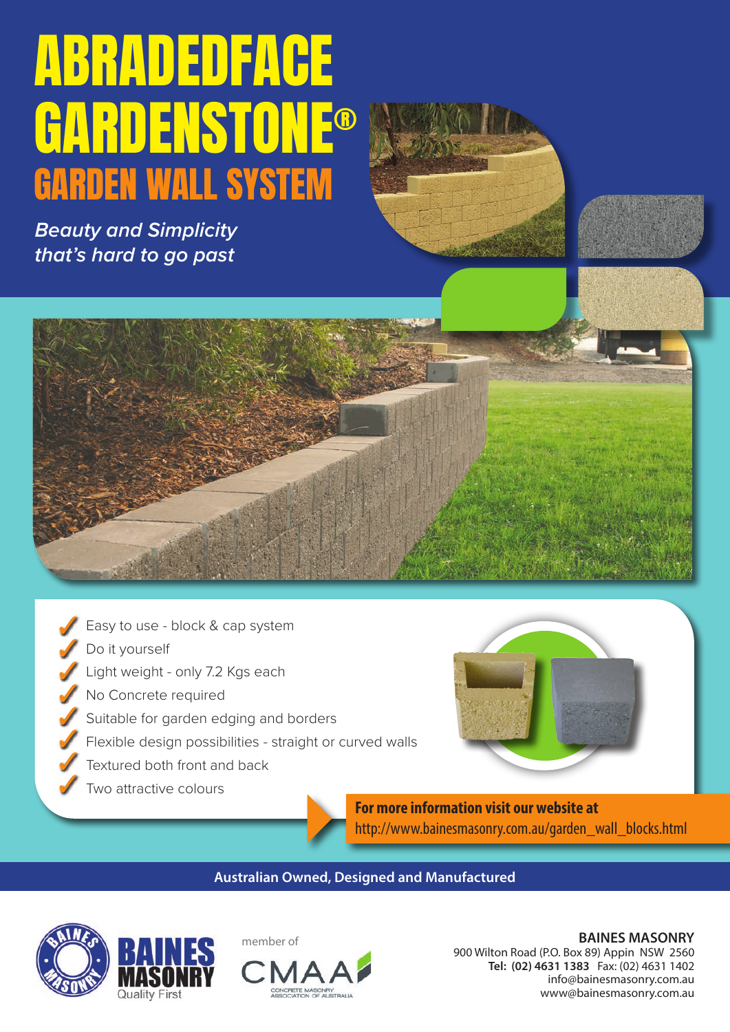# ABRADEDFACE GARDENSTONE®

## GARDEN WALL SYSTEM

*Beauty and Simplicity that's hard to go past*

- ✓ Easy to use - block & cap system
- ✓ Do it yourself
- ✓ Light weight - only 7.2 Kgs each
- ✓ No Concrete required
- ✓ Suitable for garden edging and borders
- ✓ Flexible design possibilities - straight or curved walls
- ✓ Textured both front and back
- ✓ Two attractive colours

**For more information visit our website at**
http://www.bainesmasonry.com.au/garden_wall_blocks.html

**Australian Owned, Designed and Manufactured**

BAINES MASONRY Quality First

member of CMAA CONCRETE MASONRY ASSOCIATION OF AUSTRALIA

**BAINES MASONRY**
900 Wilton Road (P.O. Box 89) Appin NSW 2560
**Tel: (02) 4631 1383** Fax: (02) 4631 1402
info@bainesmasonry.com.au
www@bainesmasonry.com.au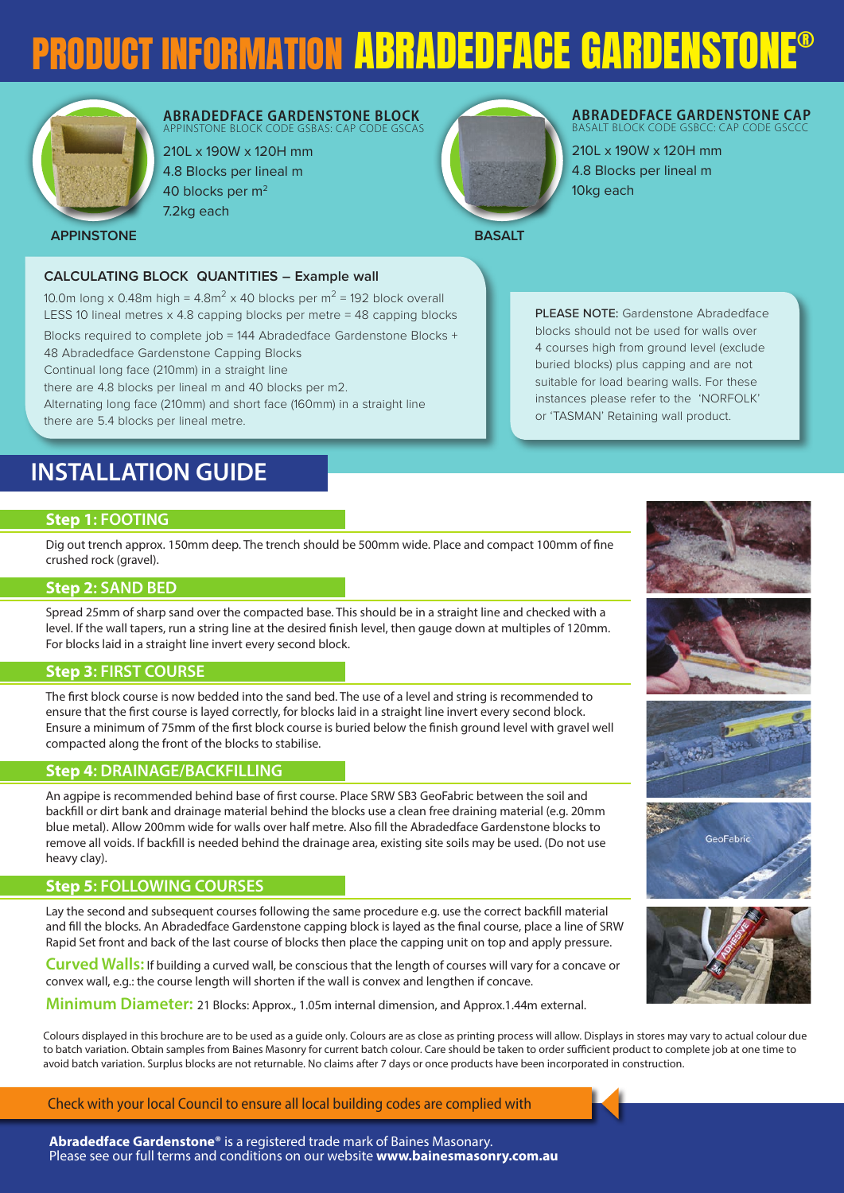# PRODUCT INFORMATION ABRADEDFACE GARDENSTONE®

### ABRADEDFACE GARDENSTONE BLOCK

APPINSTONE BLOCK CODE GSBAS: CAP CODE GSCAS

210L x 190W x 120H mm
4.8 Blocks per lineal m
40 blocks per m²
7.2kg each

APPINSTONE

### ABRADEDFACE GARDENSTONE CAP

BASALT BLOCK CODE GSBCC: CAP CODE GSCCC

210L x 190W x 120H mm
4.8 Blocks per lineal m
10kg each

BASALT

### CALCULATING BLOCK QUANTITIES – Example wall

10.0m long x 0.48m high = $4.8m^2$ x 40 blocks per $m^2$ = 192 block overall
LESS 10 lineal metres x 4.8 capping blocks per metre = 48 capping blocks

Blocks required to complete job = 144 Abradedface Gardenstone Blocks + 48 Abradedface Gardenstone Capping Blocks
Continual long face (210mm) in a straight line
there are 4.8 blocks per lineal m and 40 blocks per m2.
Alternating long face (210mm) and short face (160mm) in a straight line
there are 5.4 blocks per lineal metre.

PLEASE NOTE: Gardenstone Abradedface blocks should not be used for walls over 4 courses high from ground level (exclude buried blocks) plus capping and are not suitable for load bearing walls. For these instances please refer to the 'NORFOLK' or 'TASMAN' Retaining wall product.

## INSTALLATION GUIDE

### Step 1: FOOTING

Dig out trench approx. 150mm deep. The trench should be 500mm wide. Place and compact 100mm of fine crushed rock (gravel).

### Step 2: SAND BED

Spread 25mm of sharp sand over the compacted base. This should be in a straight line and checked with a level. If the wall tapers, run a string line at the desired finish level, then gauge down at multiples of 120mm. For blocks laid in a straight line invert every second block.

### Step 3: FIRST COURSE

The first block course is now bedded into the sand bed. The use of a level and string is recommended to ensure that the first course is layed correctly, for blocks laid in a straight line invert every second block. Ensure a minimum of 75mm of the first block course is buried below the finish ground level with gravel well compacted along the front of the blocks to stabilise.

### Step 4: DRAINAGE/BACKFILLING

An agpipe is recommended behind base of first course. Place SRW SB3 GeoFabric between the soil and backfill or dirt bank and drainage material behind the blocks use a clean free draining material (e.g. 20mm blue metal). Allow 200mm wide for walls over half metre. Also fill the Abradedface Gardenstone blocks to remove all voids. If backfill is needed behind the drainage area, existing site soils may be used. (Do not use heavy clay).

### Step 5: FOLLOWING COURSES

Lay the second and subsequent courses following the same procedure e.g. use the correct backfill material and fill the blocks. An Abradedface Gardenstone capping block is layed as the final course, place a line of SRW Rapid Set front and back of the last course of blocks then place the capping unit on top and apply pressure.

**Curved Walls:** If building a curved wall, be conscious that the length of courses will vary for a concave or convex wall, e.g.: the course length will shorten if the wall is convex and lengthen if concave.

**Minimum Diameter:** 21 Blocks: Approx., 1.05m internal dimension, and Approx.1.44m external.

Colours displayed in this brochure are to be used as a guide only. Colours are as close as printing process will allow. Displays in stores may vary to actual colour due to batch variation. Obtain samples from Baines Masonry for current batch colour. Care should be taken to order sufficient product to complete job at one time to avoid batch variation. Surplus blocks are not returnable. No claims after 7 days or once products have been incorporated in construction.

Check with your local Council to ensure all local building codes are complied with

**Abradedface Gardenstone®** is a registered trade mark of Baines Masonary.
Please see our full terms and conditions on our website **www.bainesmasonry.com.au**